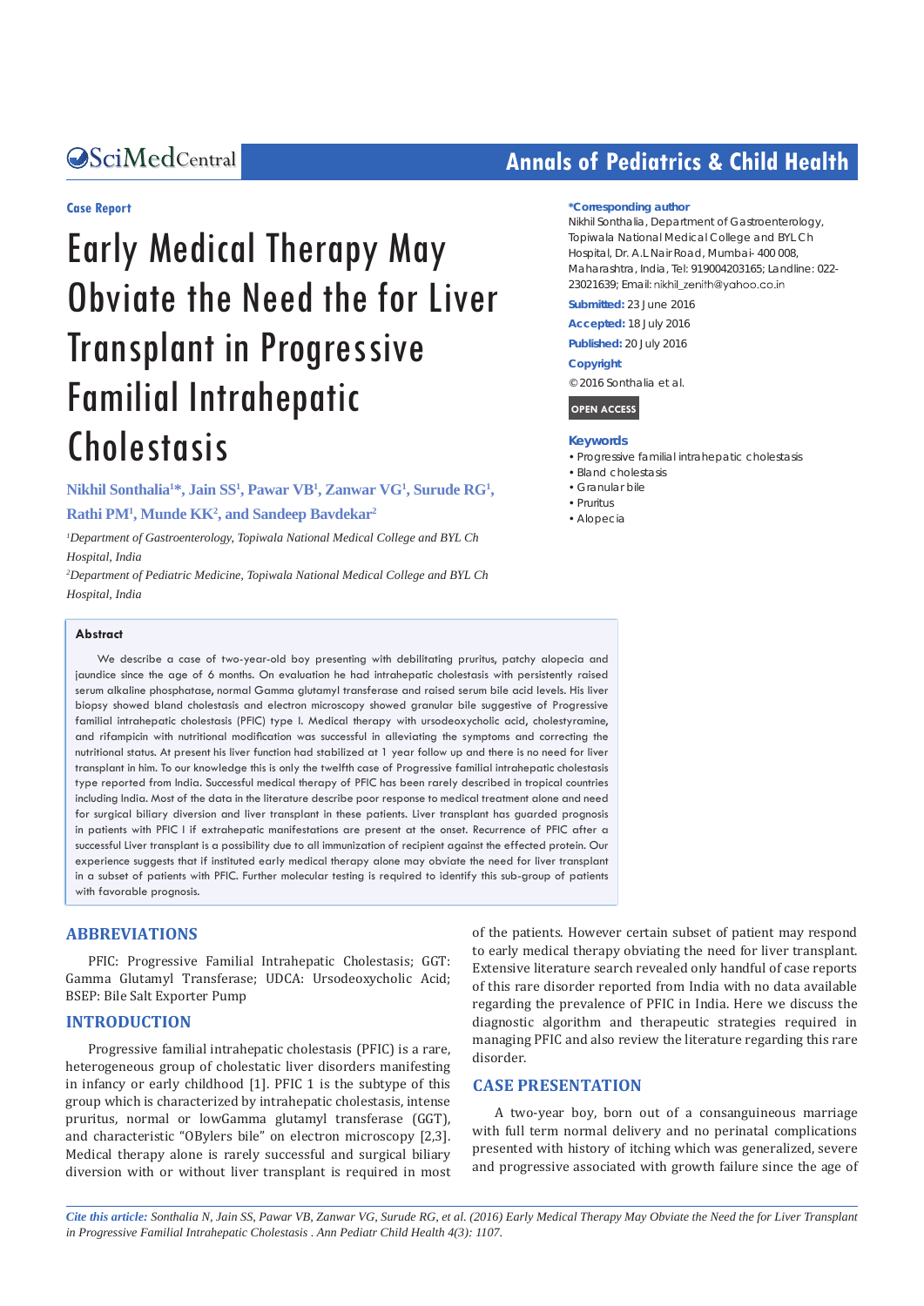Case Report

# Early Medical Therapy May Obviate the Need the for Liver Transplant in Progressive Familial Intrahepatic Cholestasis

**Nikhil Sonthalia[1]*, Jain SS[1], Pawar VB[1], Zanwar VG[1], Surude RG[1], Rathi PM[1], Munde KK[2], and Sandeep Bavdekar[2]**

[1]*Department of Gastroenterology, Topiwala National Medical College and BYL Ch Hospital, India*

[2]*Department of Pediatric Medicine, Topiwala National Medical College and BYL Ch Hospital, India*

**\*Corresponding author**

Nikhil Sonthalia, Department of Gastroenterology, Topiwala National Medical College and BYL Ch Hospital, Dr. A.L Nair Road, Mumbai- 400 008, Maharashtra, India, Tel: 919004203165; Landline: 022-23021639; Email: nikhil_zenith@yahoo.co.in

**Submitted:** 23 June 2016

**Accepted:** 18 July 2016

**Published:** 20 July 2016

**Copyright**

© 2016 Sonthalia et al.

**OPEN ACCESS**

**Keywords**

- Progressive familial intrahepatic cholestasis
- Bland cholestasis
- Granular bile
- Pruritus
- Alopecia

## Abstract

We describe a case of two-year-old boy presenting with debilitating pruritus, patchy alopecia and jaundice since the age of 6 months. On evaluation he had intrahepatic cholestasis with persistently raised serum alkaline phosphatase, normal Gamma glutamyl transferase and raised serum bile acid levels. His liver biopsy showed bland cholestasis and electron microscopy showed granular bile suggestive of Progressive familial intrahepatic cholestasis (PFIC) type I. Medical therapy with ursodeoxycholic acid, cholestyramine, and rifampicin with nutritional modification was successful in alleviating the symptoms and correcting the nutritional status. At present his liver function had stabilized at 1 year follow up and there is no need for liver transplant in him. To our knowledge this is only the twelfth case of Progressive familial intrahepatic cholestasis type reported from India. Successful medical therapy of PFIC has been rarely described in tropical countries including India. Most of the data in the literature describe poor response to medical treatment alone and need for surgical biliary diversion and liver transplant in these patients. Liver transplant has guarded prognosis in patients with PFIC I if extrahepatic manifestations are present at the onset. Recurrence of PFIC after a successful Liver transplant is a possibility due to all immunization of recipient against the effected protein. Our experience suggests that if instituted early medical therapy alone may obviate the need for liver transplant in a subset of patients with PFIC. Further molecular testing is required to identify this sub-group of patients with favorable prognosis.

## ABBREVIATIONS

PFIC: Progressive Familial Intrahepatic Cholestasis; GGT: Gamma Glutamyl Transferase; UDCA: Ursodeoxycholic Acid; BSEP: Bile Salt Exporter Pump

## INTRODUCTION

Progressive familial intrahepatic cholestasis (PFIC) is a rare, heterogeneous group of cholestatic liver disorders manifesting in infancy or early childhood [1]. PFIC 1 is the subtype of this group which is characterized by intrahepatic cholestasis, intense pruritus, normal or lowGamma glutamyl transferase (GGT), and characteristic "OBylers bile" on electron microscopy [2,3]. Medical therapy alone is rarely successful and surgical biliary diversion with or without liver transplant is required in most of the patients. However certain subset of patient may respond to early medical therapy obviating the need for liver transplant. Extensive literature search revealed only handful of case reports of this rare disorder reported from India with no data available regarding the prevalence of PFIC in India. Here we discuss the diagnostic algorithm and therapeutic strategies required in managing PFIC and also review the literature regarding this rare disorder.

## CASE PRESENTATION

A two-year boy, born out of a consanguineous marriage with full term normal delivery and no perinatal complications presented with history of itching which was generalized, severe and progressive associated with growth failure since the age of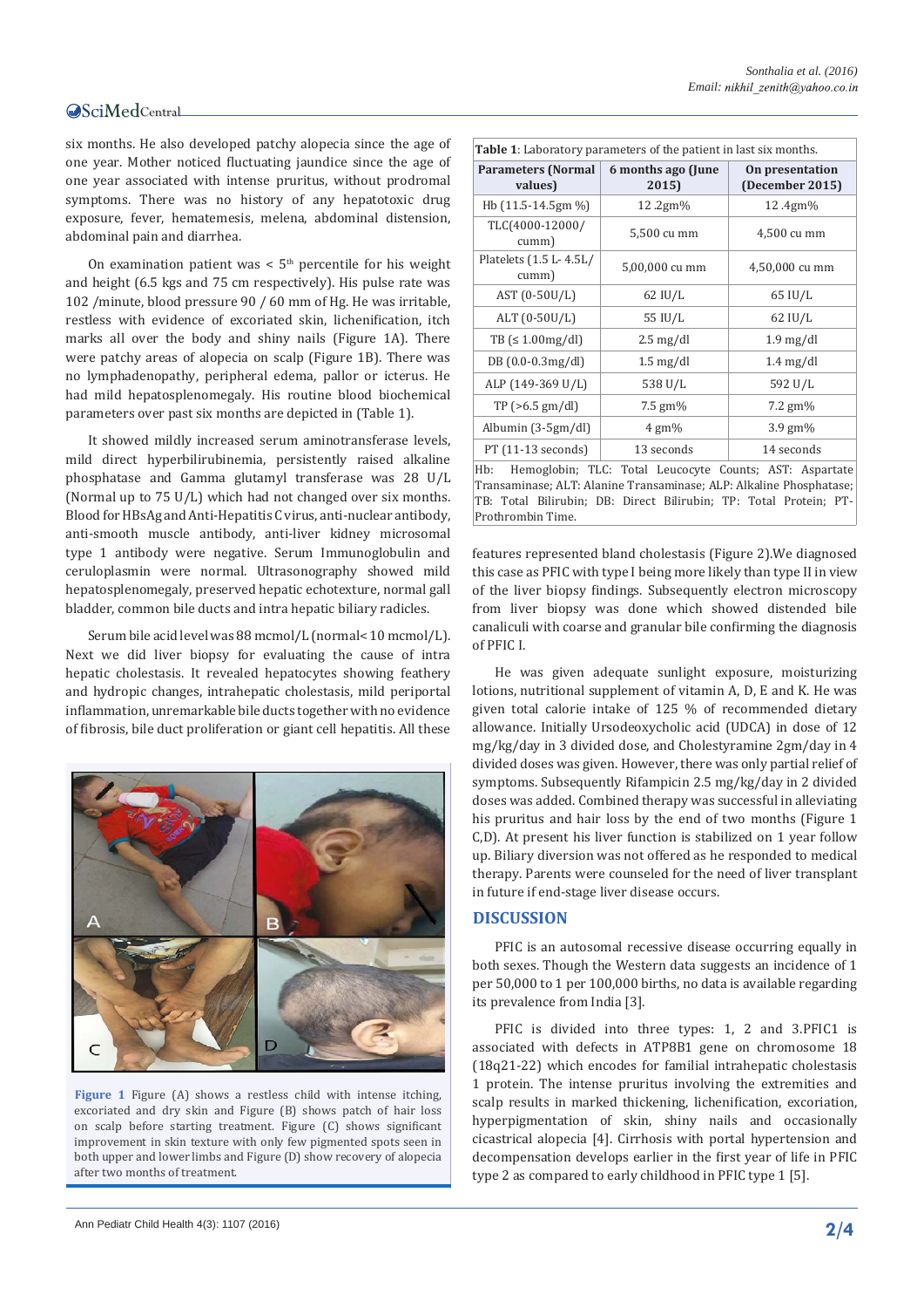six months. He also developed patchy alopecia since the age of one year. Mother noticed fluctuating jaundice since the age of one year associated with intense pruritus, without prodromal symptoms. There was no history of any hepatotoxic drug exposure, fever, hematemesis, melena, abdominal distension, abdominal pain and diarrhea.

On examination patient was < 5[th] percentile for his weight and height (6.5 kgs and 75 cm respectively). His pulse rate was 102 /minute, blood pressure 90 / 60 mm of Hg. He was irritable, restless with evidence of excoriated skin, lichenification, itch marks all over the body and shiny nails (Figure 1A). There were patchy areas of alopecia on scalp (Figure 1B). There was no lymphadenopathy, peripheral edema, pallor or icterus. He had mild hepatosplenomegaly. His routine blood biochemical parameters over past six months are depicted in (Table 1).

It showed mildly increased serum aminotransferase levels, mild direct hyperbilirubinemia, persistently raised alkaline phosphatase and Gamma glutamyl transferase was 28 U/L (Normal up to 75 U/L) which had not changed over six months. Blood for HBsAg and Anti-Hepatitis C virus, anti-nuclear antibody, anti-smooth muscle antibody, anti-liver kidney microsomal type 1 antibody were negative. Serum Immunoglobulin and ceruloplasmin were normal. Ultrasonography showed mild hepatosplenomegaly, preserved hepatic echotexture, normal gall bladder, common bile ducts and intra hepatic biliary radicles.

Serum bile acid level was 88 mcmol/L (normal< 10 mcmol/L). Next we did liver biopsy for evaluating the cause of intra hepatic cholestasis. It revealed hepatocytes showing feathery and hydropic changes, intrahepatic cholestasis, mild periportal inflammation, unremarkable bile ducts together with no evidence of fibrosis, bile duct proliferation or giant cell hepatitis. All these features represented bland cholestasis (Figure 2).We diagnosed this case as PFIC with type I being more likely than type II in view of the liver biopsy findings. Subsequently electron microscopy from liver biopsy was done which showed distended bile canaliculi with coarse and granular bile confirming the diagnosis of PFIC I.

**Table 1**: Laboratory parameters of the patient in last six months.

| Parameters (Normal values) | 6 months ago (June 2015) | On presentation (December 2015) |
|---|---|---|
| Hb (11.5-14.5gm %) | 12 .2gm% | 12 .4gm% |
| TLC(4000-12000/cumm) | 5,500 cu mm | 4,500 cu mm |
| Platelets (1.5 L- 4.5L/cumm) | 5,00,000 cu mm | 4,50,000 cu mm |
| AST (0-50U/L) | 62 IU/L | 65 IU/L |
| ALT (0-50U/L) | 55 IU/L | 62 IU/L |
| TB (≤ 1.00mg/dl) | 2.5 mg/dl | 1.9 mg/dl |
| DB (0.0-0.3mg/dl) | 1.5 mg/dl | 1.4 mg/dl |
| ALP (149-369 U/L) | 538 U/L | 592 U/L |
| TP (>6.5 gm/dl) | 7.5 gm% | 7.2 gm% |
| Albumin (3-5gm/dl) | 4 gm% | 3.9 gm% |
| PT (11-13 seconds) | 13 seconds | 14 seconds |

Hb: Hemoglobin; TLC: Total Leucocyte Counts; AST: Aspartate Transaminase; ALT: Alanine Transaminase; ALP: Alkaline Phosphatase; TB: Total Bilirubin; DB: Direct Bilirubin; TP: Total Protein; PT-Prothrombin Time.

**Figure 1** Figure (A) shows a restless child with intense itching, excoriated and dry skin and Figure (B) shows patch of hair loss on scalp before starting treatment. Figure (C) shows significant improvement in skin texture with only few pigmented spots seen in both upper and lower limbs and Figure (D) show recovery of alopecia after two months of treatment.

He was given adequate sunlight exposure, moisturizing lotions, nutritional supplement of vitamin A, D, E and K. He was given total calorie intake of 125 % of recommended dietary allowance. Initially Ursodeoxycholic acid (UDCA) in dose of 12 mg/kg/day in 3 divided dose, and Cholestyramine 2gm/day in 4 divided doses was given. However, there was only partial relief of symptoms. Subsequently Rifampicin 2.5 mg/kg/day in 2 divided doses was added. Combined therapy was successful in alleviating his pruritus and hair loss by the end of two months (Figure 1 C,D). At present his liver function is stabilized on 1 year follow up. Biliary diversion was not offered as he responded to medical therapy. Parents were counseled for the need of liver transplant in future if end-stage liver disease occurs.

## DISCUSSION

PFIC is an autosomal recessive disease occurring equally in both sexes. Though the Western data suggests an incidence of 1 per 50,000 to 1 per 100,000 births, no data is available regarding its prevalence from India [3].

PFIC is divided into three types: 1, 2 and 3.PFIC1 is associated with defects in ATP8B1 gene on chromosome 18 (18q21-22) which encodes for familial intrahepatic cholestasis 1 protein. The intense pruritus involving the extremities and scalp results in marked thickening, lichenification, excoriation, hyperpigmentation of skin, shiny nails and occasionally cicastrical alopecia [4]. Cirrhosis with portal hypertension and decompensation develops earlier in the first year of life in PFIC type 2 as compared to early childhood in PFIC type 1 [5].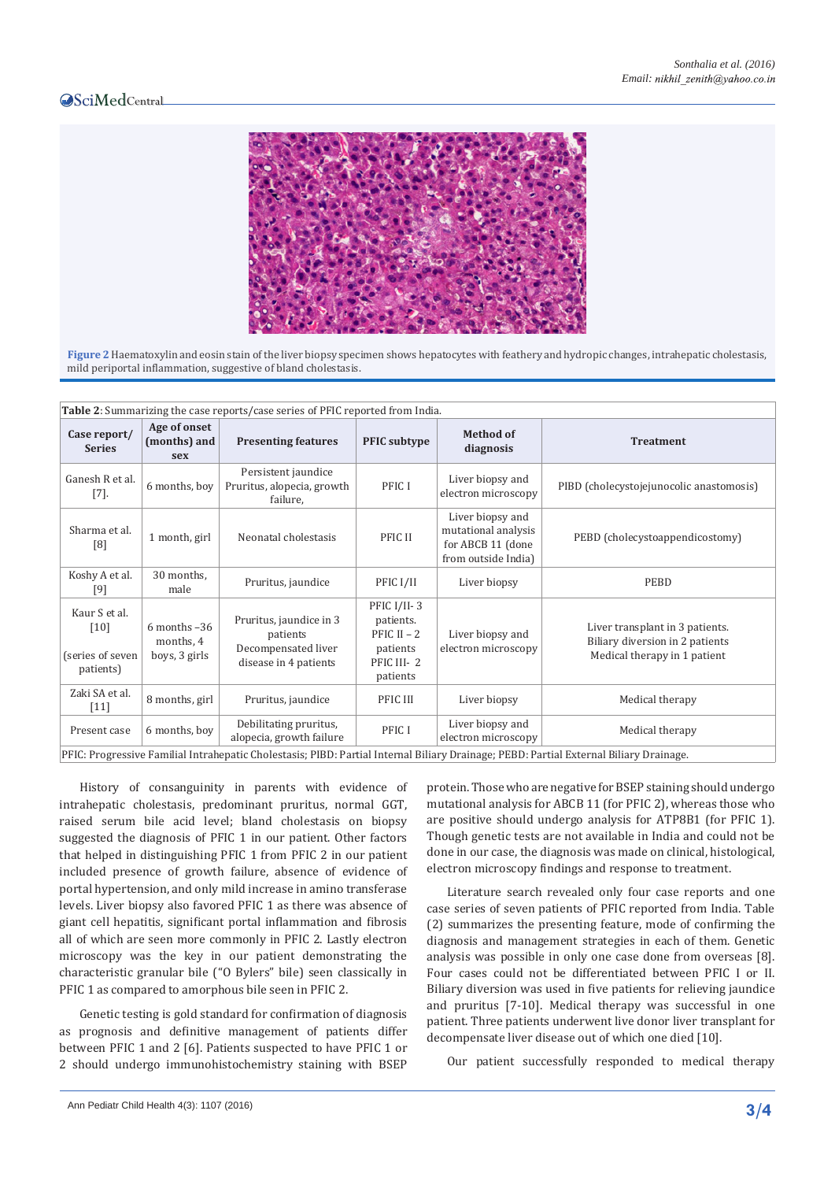**Figure 2** Haematoxylin and eosin stain of the liver biopsy specimen shows hepatocytes with feathery and hydropic changes, intrahepatic cholestasis, mild periportal inflammation, suggestive of bland cholestasis.

**Table 2**: Summarizing the case reports/case series of PFIC reported from India.

| Case report/ Series | Age of onset (months) and sex | Presenting features | PFIC subtype | Method of diagnosis | Treatment |
|---|---|---|---|---|---|
| Ganesh R et al. [7]. | 6 months, boy | Persistent jaundice Pruritus, alopecia, growth failure, | PFIC I | Liver biopsy and electron microscopy | PIBD (cholecystojejunocolic anastomosis) |
| Sharma et al. [8] | 1 month, girl | Neonatal cholestasis | PFIC II | Liver biopsy and mutational analysis for ABCB 11 (done from outside India) | PEBD (cholecystoappendicostomy) |
| Koshy A et al. [9] | 30 months, male | Pruritus, jaundice | PFIC I/II | Liver biopsy | PEBD |
| Kaur S et al. [10] (series of seven patients) | 6 months –36 months, 4 boys, 3 girls | Pruritus, jaundice in 3 patients Decompensated liver disease in 4 patients | PFIC I/II- 3 patients. PFIC II – 2 patients PFIC III- 2 patients | Liver biopsy and electron microscopy | Liver transplant in 3 patients. Biliary diversion in 2 patients Medical therapy in 1 patient |
| Zaki SA et al. [11] | 8 months, girl | Pruritus, jaundice | PFIC III | Liver biopsy | Medical therapy |
| Present case | 6 months, boy | Debilitating pruritus, alopecia, growth failure | PFIC I | Liver biopsy and electron microscopy | Medical therapy |

PFIC: Progressive Familial Intrahepatic Cholestasis; PIBD: Partial Internal Biliary Drainage; PEBD: Partial External Biliary Drainage.

History of consanguinity in parents with evidence of intrahepatic cholestasis, predominant pruritus, normal GGT, raised serum bile acid level; bland cholestasis on biopsy suggested the diagnosis of PFIC 1 in our patient. Other factors that helped in distinguishing PFIC 1 from PFIC 2 in our patient included presence of growth failure, absence of evidence of portal hypertension, and only mild increase in amino transferase levels. Liver biopsy also favored PFIC 1 as there was absence of giant cell hepatitis, significant portal inflammation and fibrosis all of which are seen more commonly in PFIC 2. Lastly electron microscopy was the key in our patient demonstrating the characteristic granular bile ("O Bylers" bile) seen classically in PFIC 1 as compared to amorphous bile seen in PFIC 2.

Genetic testing is gold standard for confirmation of diagnosis as prognosis and definitive management of patients differ between PFIC 1 and 2 [6]. Patients suspected to have PFIC 1 or 2 should undergo immunohistochemistry staining with BSEP protein. Those who are negative for BSEP staining should undergo mutational analysis for ABCB 11 (for PFIC 2), whereas those who are positive should undergo analysis for ATP8B1 (for PFIC 1). Though genetic tests are not available in India and could not be done in our case, the diagnosis was made on clinical, histological, electron microscopy findings and response to treatment.

Literature search revealed only four case reports and one case series of seven patients of PFIC reported from India. Table (2) summarizes the presenting feature, mode of confirming the diagnosis and management strategies in each of them. Genetic analysis was possible in only one case done from overseas [8]. Four cases could not be differentiated between PFIC I or II. Biliary diversion was used in five patients for relieving jaundice and pruritus [7-10]. Medical therapy was successful in one patient. Three patients underwent live donor liver transplant for decompensate liver disease out of which one died [10].

Our patient successfully responded to medical therapy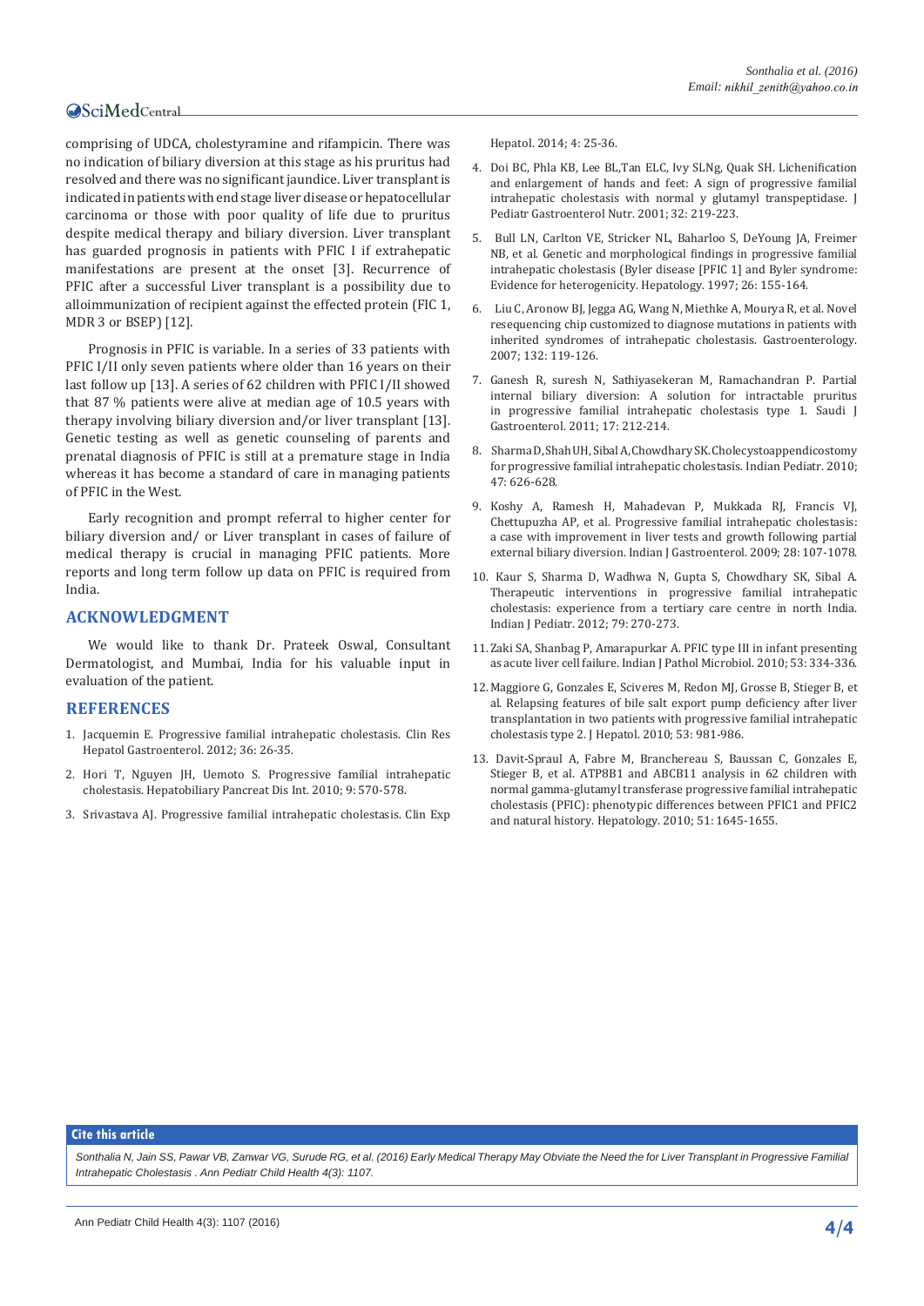comprising of UDCA, cholestyramine and rifampicin. There was no indication of biliary diversion at this stage as his pruritus had resolved and there was no significant jaundice. Liver transplant is indicated in patients with end stage liver disease or hepatocellular carcinoma or those with poor quality of life due to pruritus despite medical therapy and biliary diversion. Liver transplant has guarded prognosis in patients with PFIC I if extrahepatic manifestations are present at the onset [3]. Recurrence of PFIC after a successful Liver transplant is a possibility due to alloimmunization of recipient against the effected protein (FIC 1, MDR 3 or BSEP) [12].

Prognosis in PFIC is variable. In a series of 33 patients with PFIC I/II only seven patients where older than 16 years on their last follow up [13]. A series of 62 children with PFIC I/II showed that 87 % patients were alive at median age of 10.5 years with therapy involving biliary diversion and/or liver transplant [13]. Genetic testing as well as genetic counseling of parents and prenatal diagnosis of PFIC is still at a premature stage in India whereas it has become a standard of care in managing patients of PFIC in the West.

Early recognition and prompt referral to higher center for biliary diversion and/ or Liver transplant in cases of failure of medical therapy is crucial in managing PFIC patients. More reports and long term follow up data on PFIC is required from India.

## ACKNOWLEDGMENT

We would like to thank Dr. Prateek Oswal, Consultant Dermatologist, and Mumbai, India for his valuable input in evaluation of the patient.

## REFERENCES

1. Jacquemin E. Progressive familial intrahepatic cholestasis. Clin Res Hepatol Gastroenterol. 2012; 36: 26-35.
2. Hori T, Nguyen JH, Uemoto S. Progressive familial intrahepatic cholestasis. Hepatobiliary Pancreat Dis Int. 2010; 9: 570-578.
3. Srivastava AJ. Progressive familial intrahepatic cholestasis. Clin Exp Hepatol. 2014; 4: 25-36.
4. Doi BC, Phla KB, Lee BL,Tan ELC, Ivy SLNg, Quak SH. Lichenification and enlargement of hands and feet: A sign of progressive familial intrahepatic cholestasis with normal y glutamyl transpeptidase. J Pediatr Gastroenterol Nutr. 2001; 32: 219-223.
5. Bull LN, Carlton VE, Stricker NL, Baharloo S, DeYoung JA, Freimer NB, et al. Genetic and morphological findings in progressive familial intrahepatic cholestasis (Byler disease [PFIC 1] and Byler syndrome: Evidence for heterogenicity. Hepatology. 1997; 26: 155-164.
6. Liu C, Aronow BJ, Jegga AG, Wang N, Miethke A, Mourya R, et al. Novel resequencing chip customized to diagnose mutations in patients with inherited syndromes of intrahepatic cholestasis. Gastroenterology. 2007; 132: 119-126.
7. Ganesh R, suresh N, Sathiyasekeran M, Ramachandran P. Partial internal biliary diversion: A solution for intractable pruritus in progressive familial intrahepatic cholestasis type 1. Saudi J Gastroenterol. 2011; 17: 212-214.
8. Sharma D, Shah UH, Sibal A, Chowdhary SK. Cholecystoappendicostomy for progressive familial intrahepatic cholestasis. Indian Pediatr. 2010; 47: 626-628.
9. Koshy A, Ramesh H, Mahadevan P, Mukkada RJ, Francis VJ, Chettupuzha AP, et al. Progressive familial intrahepatic cholestasis: a case with improvement in liver tests and growth following partial external biliary diversion. Indian J Gastroenterol. 2009; 28: 107-1078.
10. Kaur S, Sharma D, Wadhwa N, Gupta S, Chowdhary SK, Sibal A. Therapeutic interventions in progressive familial intrahepatic cholestasis: experience from a tertiary care centre in north India. Indian J Pediatr. 2012; 79: 270-273.
11. Zaki SA, Shanbag P, Amarapurkar A. PFIC type III in infant presenting as acute liver cell failure. Indian J Pathol Microbiol. 2010; 53: 334-336.
12. Maggiore G, Gonzales E, Sciveres M, Redon MJ, Grosse B, Stieger B, et al. Relapsing features of bile salt export pump deficiency after liver transplantation in two patients with progressive familial intrahepatic cholestasis type 2. J Hepatol. 2010; 53: 981-986.
13. Davit-Spraul A, Fabre M, Branchereau S, Baussan C, Gonzales E, Stieger B, et al. ATP8B1 and ABCB11 analysis in 62 children with normal gamma-glutamyl transferase progressive familial intrahepatic cholestasis (PFIC): phenotypic differences between PFIC1 and PFIC2 and natural history. Hepatology. 2010; 51: 1645-1655.

**Cite this article**

*Sonthalia N, Jain SS, Pawar VB, Zanwar VG, Surude RG, et al. (2016) Early Medical Therapy May Obviate the Need the for Liver Transplant in Progressive Familial Intrahepatic Cholestasis . Ann Pediatr Child Health 4(3): 1107.*